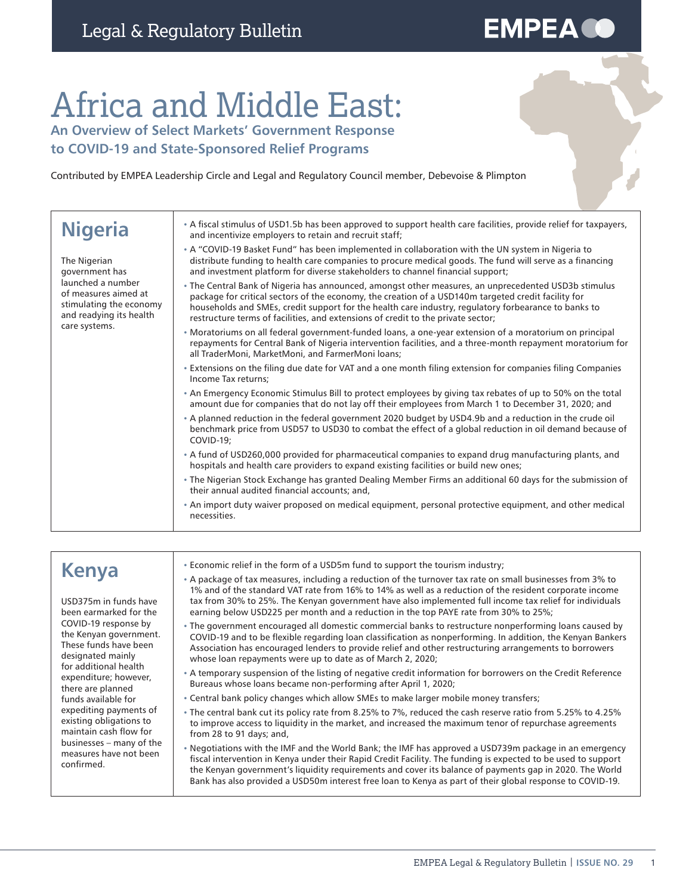# Africa and Middle East:

**An Overview of Select Markets' Government Response to COVID-19 and State-Sponsored Relief Programs**

Contributed by EMPEA Leadership Circle and Legal and Regulatory Council member, Debevoise & Plimpton

## Nigeria

The Nigerian government has launched a number of measures aimed at stimulating the economy and readying its health care systems.

- A fiscal stimulus of USD1.5b has been approved to support health care facilities, provide relief for taxpayers, and incentivize employers to retain and recruit staff;
- A "COVID-19 Basket Fund" has been implemented in collaboration with the UN system in Nigeria to distribute funding to health care companies to procure medical goods. The fund will serve as a financing and investment platform for diverse stakeholders to channel financial support;
- The Central Bank of Nigeria has announced, amongst other measures, an unprecedented USD3b stimulus package for critical sectors of the economy, the creation of a USD140m targeted credit facility for households and SMEs, credit support for the health care industry, regulatory forbearance to banks to restructure terms of facilities, and extensions of credit to the private sector;
- Moratoriums on all federal government-funded loans, a one-year extension of a moratorium on principal repayments for Central Bank of Nigeria intervention facilities, and a three-month repayment moratorium for all TraderMoni, MarketMoni, and FarmerMoni loans;
- Extensions on the filing due date for VAT and a one month filing extension for companies filing Companies Income Tax returns;
- An Emergency Economic Stimulus Bill to protect employees by giving tax rebates of up to 50% on the total amount due for companies that do not lay off their employees from March 1 to December 31, 2020; and
- A planned reduction in the federal government 2020 budget by USD4.9b and a reduction in the crude oil benchmark price from USD57 to USD30 to combat the effect of a global reduction in oil demand because of COVID-19;
- A fund of USD260,000 provided for pharmaceutical companies to expand drug manufacturing plants, and hospitals and health care providers to expand existing facilities or build new ones;
- The Nigerian Stock Exchange has granted Dealing Member Firms an additional 60 days for the submission of their annual audited financial accounts; and,
- An import duty waiver proposed on medical equipment, personal protective equipment, and other medical necessities.

## Kenya

USD375m in funds have been earmarked for the COVID-19 response by the Kenyan government. These funds have been designated mainly for additional health expenditure; however, there are planned funds available for expediting payments of existing obligations to maintain cash flow for businesses – many of the measures have not been confirmed.

- Economic relief in the form of a USD5m fund to support the tourism industry;
- A package of tax measures, including a reduction of the turnover tax rate on small businesses from 3% to 1% and of the standard VAT rate from 16% to 14% as well as a reduction of the resident corporate income tax from 30% to 25%. The Kenyan government have also implemented full income tax relief for individuals earning below USD225 per month and a reduction in the top PAYE rate from 30% to 25%;
- The government encouraged all domestic commercial banks to restructure nonperforming loans caused by COVID-19 and to be flexible regarding loan classification as nonperforming. In addition, the Kenyan Bankers Association has encouraged lenders to provide relief and other restructuring arrangements to borrowers whose loan repayments were up to date as of March 2, 2020;
- A temporary suspension of the listing of negative credit information for borrowers on the Credit Reference Bureaus whose loans became non-performing after April 1, 2020;
- Central bank policy changes which allow SMEs to make larger mobile money transfers;
- The central bank cut its policy rate from 8.25% to 7%, reduced the cash reserve ratio from 5.25% to 4.25% to improve access to liquidity in the market, and increased the maximum tenor of repurchase agreements from 28 to 91 days; and,
- Negotiations with the IMF and the World Bank; the IMF has approved a USD739m package in an emergency fiscal intervention in Kenya under their Rapid Credit Facility. The funding is expected to be used to support the Kenyan government's liquidity requirements and cover its balance of payments gap in 2020. The World Bank has also provided a USD50m interest free loan to Kenya as part of their global response to COVID-19.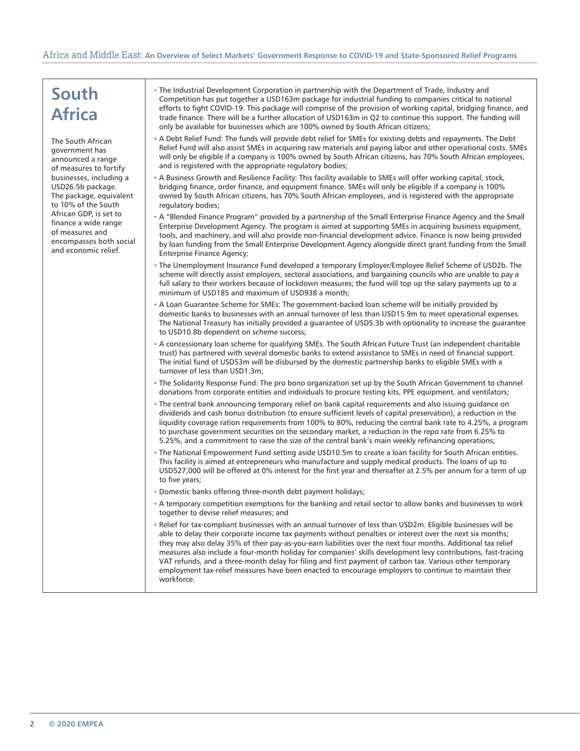# South Africa

The South African government has announced a range of measures to fortify businesses, including a USD26.5b package. The package, equivalent to 10% of the South African GDP, is set to finance a wide range of measures and encompasses both social and economic relief.

- The Industrial Development Corporation in partnership with the Department of Trade, Industry and Competition has put together a USD163m package for industrial funding to companies critical to national efforts to fight COVID-19. This package will comprise of the provision of working capital, bridging finance, and trade finance. There will be a further allocation of USD163m in Q2 to continue this support. The funding will only be available for businesses which are 100% owned by South African citizens;
- A Debt Relief Fund: The funds will provide debt relief for SMEs for existing debts and repayments. The Debt Relief Fund will also assist SMEs in acquiring raw materials and paying labor and other operational costs. SMEs will only be eligible if a company is 100% owned by South African citizens, has 70% South African employees, and is registered with the appropriate regulatory bodies;
- A Business Growth and Resilience Facility: This facility available to SMEs will offer working capital, stock, bridging finance, order finance, and equipment finance. SMEs will only be eligible if a company is 100% owned by South African citizens, has 70% South African employees, and is registered with the appropriate regulatory bodies;
- A "Blended Finance Program" provided by a partnership of the Small Enterprise Finance Agency and the Small Enterprise Development Agency. The program is aimed at supporting SMEs in acquiring business equipment, tools, and machinery, and will also provide non-financial development advice. Finance is now being provided by loan funding from the Small Enterprise Development Agency alongside direct grant funding from the Small Enterprise Finance Agency;
- The Unemployment Insurance Fund developed a temporary Employer/Employee Relief Scheme of USD2b. The scheme will directly assist employers, sectoral associations, and bargaining councils who are unable to pay a full salary to their workers because of lockdown measures; the fund will top up the salary payments up to a minimum of USD185 and maximum of USD938 a month;
- A Loan Guarantee Scheme for SMEs: The government-backed loan scheme will be initially provided by domestic banks to businesses with an annual turnover of less than USD15.9m to meet operational expenses. The National Treasury has initially provided a guarantee of USD5.3b with optionality to increase the guarantee to USD10.8b dependent on scheme success;
- A concessionary loan scheme for qualifying SMEs. The South African Future Trust (an independent charitable trust) has partnered with several domestic banks to extend assistance to SMEs in need of financial support. The initial fund of USD53m will be disbursed by the domestic partnership banks to eligible SMEs with a turnover of less than USD1.3m;
- The Solidarity Response Fund: The pro bono organization set up by the South African Government to channel donations from corporate entities and individuals to procure testing kits, PPE equipment, and ventilators;
- The central bank announcing temporary relief on bank capital requirements and also issuing guidance on dividends and cash bonus distribution (to ensure sufficient levels of capital preservation), a reduction in the liquidity coverage ration requirements from 100% to 80%, reducing the central bank rate to 4.25%, a program to purchase government securities on the secondary market, a reduction in the repo rate from 6.25% to 5.25%, and a commitment to raise the size of the central bank's main weekly refinancing operations;
- The National Empowerment Fund setting aside USD10.5m to create a loan facility for South African entities. This facility is aimed at entrepreneurs who manufacture and supply medical products. The loans of up to USD527,000 will be offered at 0% interest for the first year and thereafter at 2.5% per annum for a term of up to five years;
- Domestic banks offering three-month debt payment holidays;
- A temporary competition exemptions for the banking and retail sector to allow banks and businesses to work together to devise relief measures; and
- Relief for tax-compliant businesses with an annual turnover of less than USD2m. Eligible businesses will be able to delay their corporate income tax payments without penalties or interest over the next six months; they may also delay 35% of their pay-as-you-earn liabilities over the next four months. Additional tax relief measures also include a four-month holiday for companies' skills development levy contributions, fast-tracing VAT refunds, and a three-month delay for filing and first payment of carbon tax. Various other temporary employment tax-relief measures have been enacted to encourage employers to continue to maintain their workforce.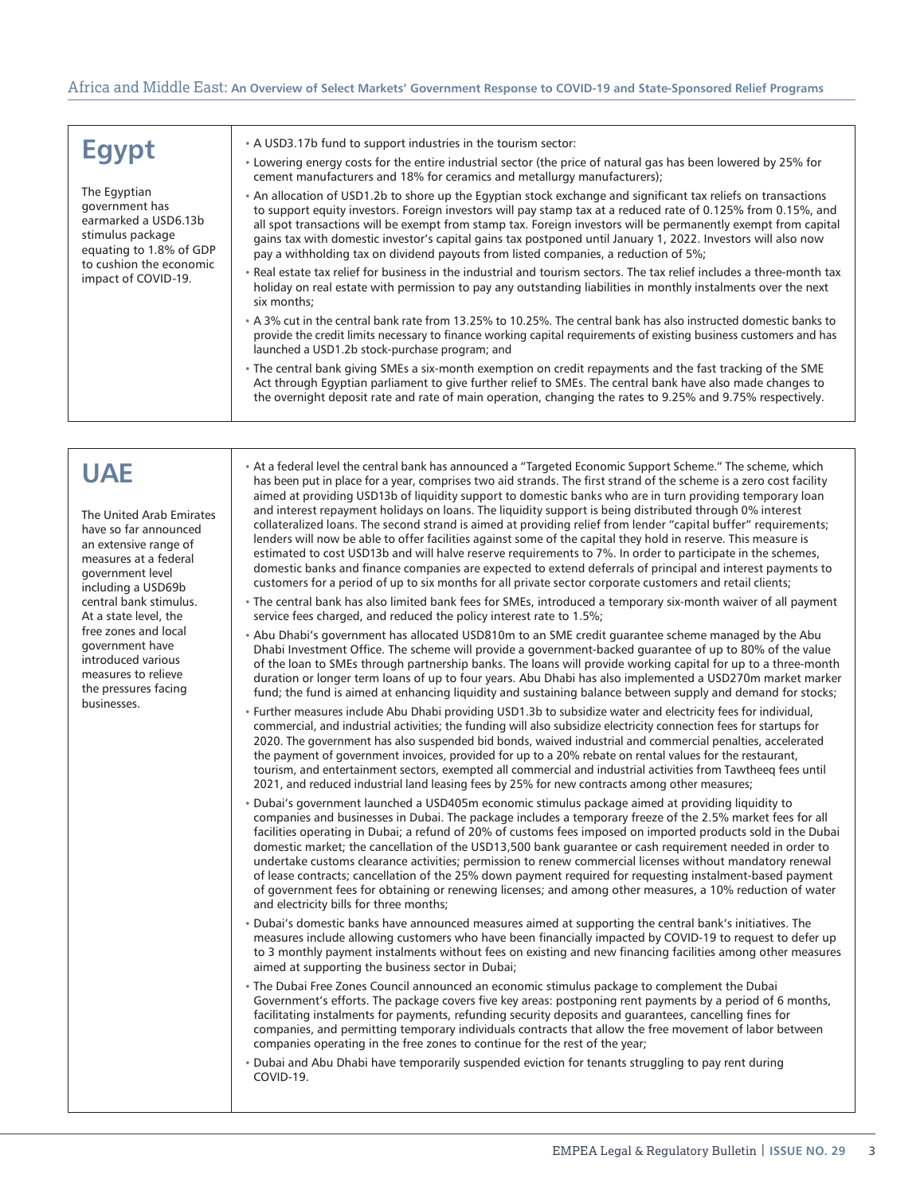## Egypt

The Egyptian government has earmarked a USD6.13b stimulus package equating to 1.8% of GDP to cushion the economic impact of COVID-19.

- A USD3.17b fund to support industries in the tourism sector:
- Lowering energy costs for the entire industrial sector (the price of natural gas has been lowered by 25% for cement manufacturers and 18% for ceramics and metallurgy manufacturers);
- An allocation of USD1.2b to shore up the Egyptian stock exchange and significant tax reliefs on transactions to support equity investors. Foreign investors will pay stamp tax at a reduced rate of 0.125% from 0.15%, and all spot transactions will be exempt from stamp tax. Foreign investors will be permanently exempt from capital gains tax with domestic investor's capital gains tax postponed until January 1, 2022. Investors will also now pay a withholding tax on dividend payouts from listed companies, a reduction of 5%;
- Real estate tax relief for business in the industrial and tourism sectors. The tax relief includes a three-month tax holiday on real estate with permission to pay any outstanding liabilities in monthly instalments over the next six months;
- A 3% cut in the central bank rate from 13.25% to 10.25%. The central bank has also instructed domestic banks to provide the credit limits necessary to finance working capital requirements of existing business customers and has launched a USD1.2b stock-purchase program; and
- The central bank giving SMEs a six-month exemption on credit repayments and the fast tracking of the SME Act through Egyptian parliament to give further relief to SMEs. The central bank have also made changes to the overnight deposit rate and rate of main operation, changing the rates to 9.25% and 9.75% respectively.

## UAE

The United Arab Emirates have so far announced an extensive range of measures at a federal government level including a USD69b central bank stimulus. At a state level, the free zones and local government have introduced various measures to relieve the pressures facing businesses.

- At a federal level the central bank has announced a "Targeted Economic Support Scheme." The scheme, which has been put in place for a year, comprises two aid strands. The first strand of the scheme is a zero cost facility aimed at providing USD13b of liquidity support to domestic banks who are in turn providing temporary loan and interest repayment holidays on loans. The liquidity support is being distributed through 0% interest collateralized loans. The second strand is aimed at providing relief from lender "capital buffer" requirements; lenders will now be able to offer facilities against some of the capital they hold in reserve. This measure is estimated to cost USD13b and will halve reserve requirements to 7%. In order to participate in the schemes, domestic banks and finance companies are expected to extend deferrals of principal and interest payments to customers for a period of up to six months for all private sector corporate customers and retail clients;
- The central bank has also limited bank fees for SMEs, introduced a temporary six-month waiver of all payment service fees charged, and reduced the policy interest rate to 1.5%;
- Abu Dhabi's government has allocated USD810m to an SME credit guarantee scheme managed by the Abu Dhabi Investment Office. The scheme will provide a government-backed guarantee of up to 80% of the value of the loan to SMEs through partnership banks. The loans will provide working capital for up to a three-month duration or longer term loans of up to four years. Abu Dhabi has also implemented a USD270m market marker fund; the fund is aimed at enhancing liquidity and sustaining balance between supply and demand for stocks;
- Further measures include Abu Dhabi providing USD1.3b to subsidize water and electricity fees for individual, commercial, and industrial activities; the funding will also subsidize electricity connection fees for startups for 2020. The government has also suspended bid bonds, waived industrial and commercial penalties, accelerated the payment of government invoices, provided for up to a 20% rebate on rental values for the restaurant, tourism, and entertainment sectors, exempted all commercial and industrial activities from Tawtheeq fees until 2021, and reduced industrial land leasing fees by 25% for new contracts among other measures;
- Dubai's government launched a USD405m economic stimulus package aimed at providing liquidity to companies and businesses in Dubai. The package includes a temporary freeze of the 2.5% market fees for all facilities operating in Dubai; a refund of 20% of customs fees imposed on imported products sold in the Dubai domestic market; the cancellation of the USD13,500 bank guarantee or cash requirement needed in order to undertake customs clearance activities; permission to renew commercial licenses without mandatory renewal of lease contracts; cancellation of the 25% down payment required for requesting instalment-based payment of government fees for obtaining or renewing licenses; and among other measures, a 10% reduction of water and electricity bills for three months;
- Dubai's domestic banks have announced measures aimed at supporting the central bank's initiatives. The measures include allowing customers who have been financially impacted by COVID-19 to request to defer up to 3 monthly payment instalments without fees on existing and new financing facilities among other measures aimed at supporting the business sector in Dubai;
- The Dubai Free Zones Council announced an economic stimulus package to complement the Dubai Government's efforts. The package covers five key areas: postponing rent payments by a period of 6 months, facilitating instalments for payments, refunding security deposits and guarantees, cancelling fines for companies, and permitting temporary individuals contracts that allow the free movement of labor between companies operating in the free zones to continue for the rest of the year;
- Dubai and Abu Dhabi have temporarily suspended eviction for tenants struggling to pay rent during COVID-19.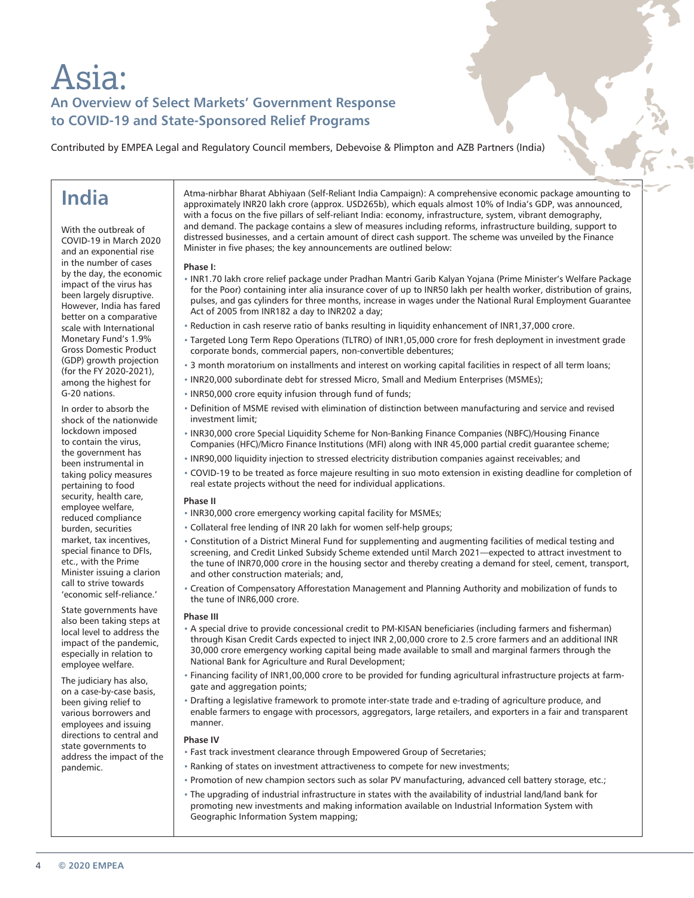# Asia:

## An Overview of Select Markets' Government Response to COVID-19 and State-Sponsored Relief Programs

Contributed by EMPEA Legal and Regulatory Council members, Debevoise & Plimpton and AZB Partners (India)

## India

With the outbreak of COVID-19 in March 2020 and an exponential rise in the number of cases by the day, the economic impact of the virus has been largely disruptive. However, India has fared better on a comparative scale with International Monetary Fund's 1.9% Gross Domestic Product (GDP) growth projection (for the FY 2020-2021), among the highest for G-20 nations.

In order to absorb the shock of the nationwide lockdown imposed to contain the virus, the government has been instrumental in taking policy measures pertaining to food security, health care, employee welfare, reduced compliance burden, securities market, tax incentives, special finance to DFIs, etc., with the Prime Minister issuing a clarion call to strive towards 'economic self-reliance.'

State governments have also been taking steps at local level to address the impact of the pandemic, especially in relation to employee welfare.

The judiciary has also, on a case-by-case basis, been giving relief to various borrowers and employees and issuing directions to central and state governments to address the impact of the pandemic.

Atma-nirbhar Bharat Abhiyaan (Self-Reliant India Campaign): A comprehensive economic package amounting to approximately INR20 lakh crore (approx. USD265b), which equals almost 10% of India's GDP, was announced, with a focus on the five pillars of self-reliant India: economy, infrastructure, system, vibrant demography, and demand. The package contains a slew of measures including reforms, infrastructure building, support to distressed businesses, and a certain amount of direct cash support. The scheme was unveiled by the Finance Minister in five phases; the key announcements are outlined below:

**Phase I:**

- INR1.70 lakh crore relief package under Pradhan Mantri Garib Kalyan Yojana (Prime Minister's Welfare Package for the Poor) containing inter alia insurance cover of up to INR50 lakh per health worker, distribution of grains, pulses, and gas cylinders for three months, increase in wages under the National Rural Employment Guarantee Act of 2005 from INR182 a day to INR202 a day;
- Reduction in cash reserve ratio of banks resulting in liquidity enhancement of INR1,37,000 crore.
- Targeted Long Term Repo Operations (TLTRO) of INR1,05,000 crore for fresh deployment in investment grade corporate bonds, commercial papers, non-convertible debentures;
- 3 month moratorium on installments and interest on working capital facilities in respect of all term loans;
- INR20,000 subordinate debt for stressed Micro, Small and Medium Enterprises (MSMEs);
- INR50,000 crore equity infusion through fund of funds;
- Definition of MSME revised with elimination of distinction between manufacturing and service and revised investment limit;
- INR30,000 crore Special Liquidity Scheme for Non-Banking Finance Companies (NBFC)/Housing Finance Companies (HFC)/Micro Finance Institutions (MFI) along with INR 45,000 partial credit guarantee scheme;
- INR90,000 liquidity injection to stressed electricity distribution companies against receivables; and
- COVID-19 to be treated as force majeure resulting in suo moto extension in existing deadline for completion of real estate projects without the need for individual applications.

**Phase II**

- INR30,000 crore emergency working capital facility for MSMEs;
- Collateral free lending of INR 20 lakh for women self-help groups;
- Constitution of a District Mineral Fund for supplementing and augmenting facilities of medical testing and screening, and Credit Linked Subsidy Scheme extended until March 2021—expected to attract investment to the tune of INR70,000 crore in the housing sector and thereby creating a demand for steel, cement, transport, and other construction materials; and,
- Creation of Compensatory Afforestation Management and Planning Authority and mobilization of funds to the tune of INR6,000 crore.

**Phase III**

- A special drive to provide concessional credit to PM-KISAN beneficiaries (including farmers and fisherman) through Kisan Credit Cards expected to inject INR 2,00,000 crore to 2.5 crore farmers and an additional INR 30,000 crore emergency working capital being made available to small and marginal farmers through the National Bank for Agriculture and Rural Development;
- Financing facility of INR1,00,000 crore to be provided for funding agricultural infrastructure projects at farm-gate and aggregation points;
- Drafting a legislative framework to promote inter-state trade and e-trading of agriculture produce, and enable farmers to engage with processors, aggregators, large retailers, and exporters in a fair and transparent manner.

**Phase IV**

- Fast track investment clearance through Empowered Group of Secretaries;
- Ranking of states on investment attractiveness to compete for new investments;
- Promotion of new champion sectors such as solar PV manufacturing, advanced cell battery storage, etc.;
- The upgrading of industrial infrastructure in states with the availability of industrial land/land bank for promoting new investments and making information available on Industrial Information System with Geographic Information System mapping;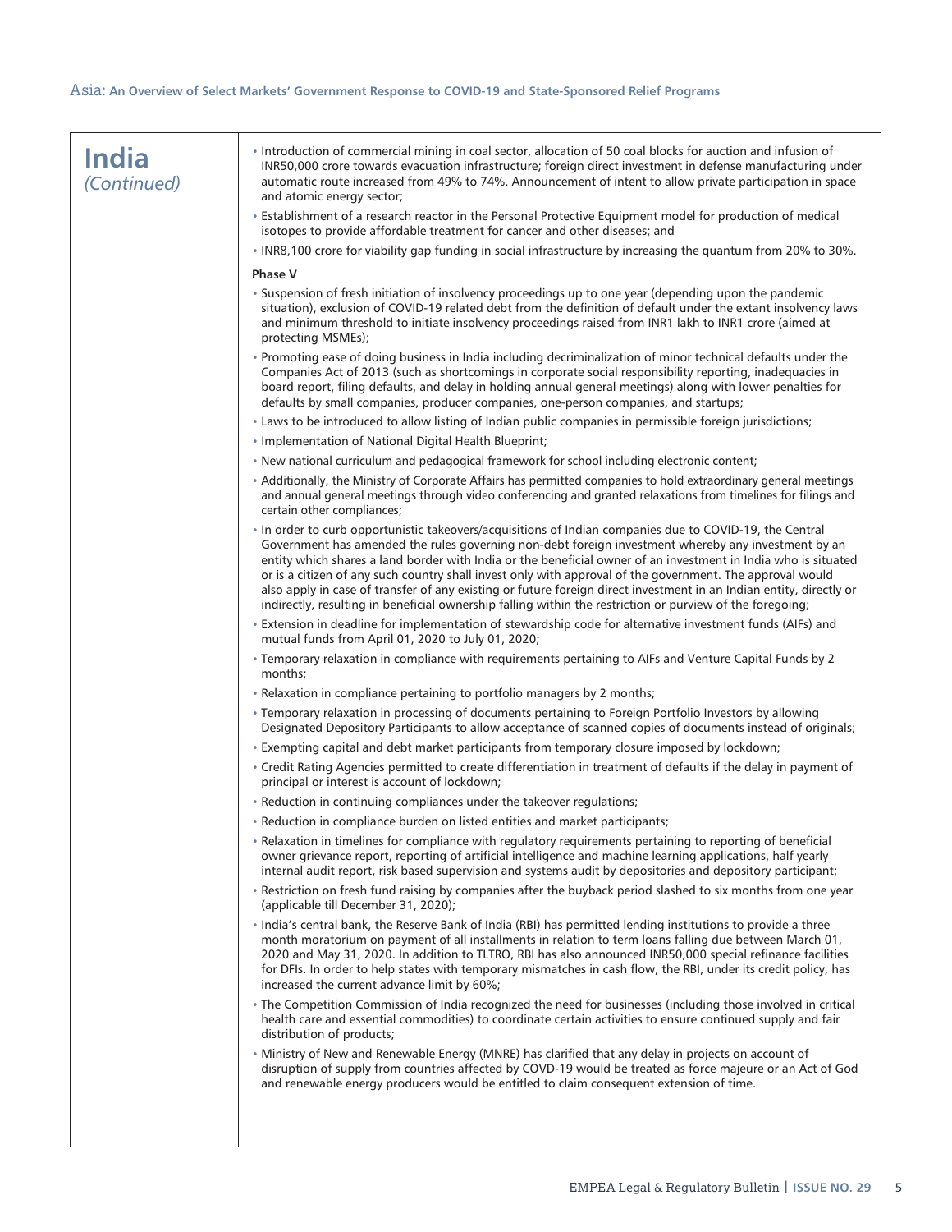## India *(Continued)*

- Introduction of commercial mining in coal sector, allocation of 50 coal blocks for auction and infusion of INR50,000 crore towards evacuation infrastructure; foreign direct investment in defense manufacturing under automatic route increased from 49% to 74%. Announcement of intent to allow private participation in space and atomic energy sector;
- Establishment of a research reactor in the Personal Protective Equipment model for production of medical isotopes to provide affordable treatment for cancer and other diseases; and
- INR8,100 crore for viability gap funding in social infrastructure by increasing the quantum from 20% to 30%.

**Phase V**

- Suspension of fresh initiation of insolvency proceedings up to one year (depending upon the pandemic situation), exclusion of COVID-19 related debt from the definition of default under the extant insolvency laws and minimum threshold to initiate insolvency proceedings raised from INR1 lakh to INR1 crore (aimed at protecting MSMEs);
- Promoting ease of doing business in India including decriminalization of minor technical defaults under the Companies Act of 2013 (such as shortcomings in corporate social responsibility reporting, inadequacies in board report, filing defaults, and delay in holding annual general meetings) along with lower penalties for defaults by small companies, producer companies, one-person companies, and startups;
- Laws to be introduced to allow listing of Indian public companies in permissible foreign jurisdictions;
- Implementation of National Digital Health Blueprint;
- New national curriculum and pedagogical framework for school including electronic content;
- Additionally, the Ministry of Corporate Affairs has permitted companies to hold extraordinary general meetings and annual general meetings through video conferencing and granted relaxations from timelines for filings and certain other compliances;
- In order to curb opportunistic takeovers/acquisitions of Indian companies due to COVID-19, the Central Government has amended the rules governing non-debt foreign investment whereby any investment by an entity which shares a land border with India or the beneficial owner of an investment in India who is situated or is a citizen of any such country shall invest only with approval of the government. The approval would also apply in case of transfer of any existing or future foreign direct investment in an Indian entity, directly or indirectly, resulting in beneficial ownership falling within the restriction or purview of the foregoing;
- Extension in deadline for implementation of stewardship code for alternative investment funds (AIFs) and mutual funds from April 01, 2020 to July 01, 2020;
- Temporary relaxation in compliance with requirements pertaining to AIFs and Venture Capital Funds by 2 months;
- Relaxation in compliance pertaining to portfolio managers by 2 months;
- Temporary relaxation in processing of documents pertaining to Foreign Portfolio Investors by allowing Designated Depository Participants to allow acceptance of scanned copies of documents instead of originals;
- Exempting capital and debt market participants from temporary closure imposed by lockdown;
- Credit Rating Agencies permitted to create differentiation in treatment of defaults if the delay in payment of principal or interest is account of lockdown;
- Reduction in continuing compliances under the takeover regulations;
- Reduction in compliance burden on listed entities and market participants;
- Relaxation in timelines for compliance with regulatory requirements pertaining to reporting of beneficial owner grievance report, reporting of artificial intelligence and machine learning applications, half yearly internal audit report, risk based supervision and systems audit by depositories and depository participant;
- Restriction on fresh fund raising by companies after the buyback period slashed to six months from one year (applicable till December 31, 2020);
- India's central bank, the Reserve Bank of India (RBI) has permitted lending institutions to provide a three month moratorium on payment of all installments in relation to term loans falling due between March 01, 2020 and May 31, 2020. In addition to TLTRO, RBI has also announced INR50,000 special refinance facilities for DFIs. In order to help states with temporary mismatches in cash flow, the RBI, under its credit policy, has increased the current advance limit by 60%;
- The Competition Commission of India recognized the need for businesses (including those involved in critical health care and essential commodities) to coordinate certain activities to ensure continued supply and fair distribution of products;
- Ministry of New and Renewable Energy (MNRE) has clarified that any delay in projects on account of disruption of supply from countries affected by COVD-19 would be treated as force majeure or an Act of God and renewable energy producers would be entitled to claim consequent extension of time.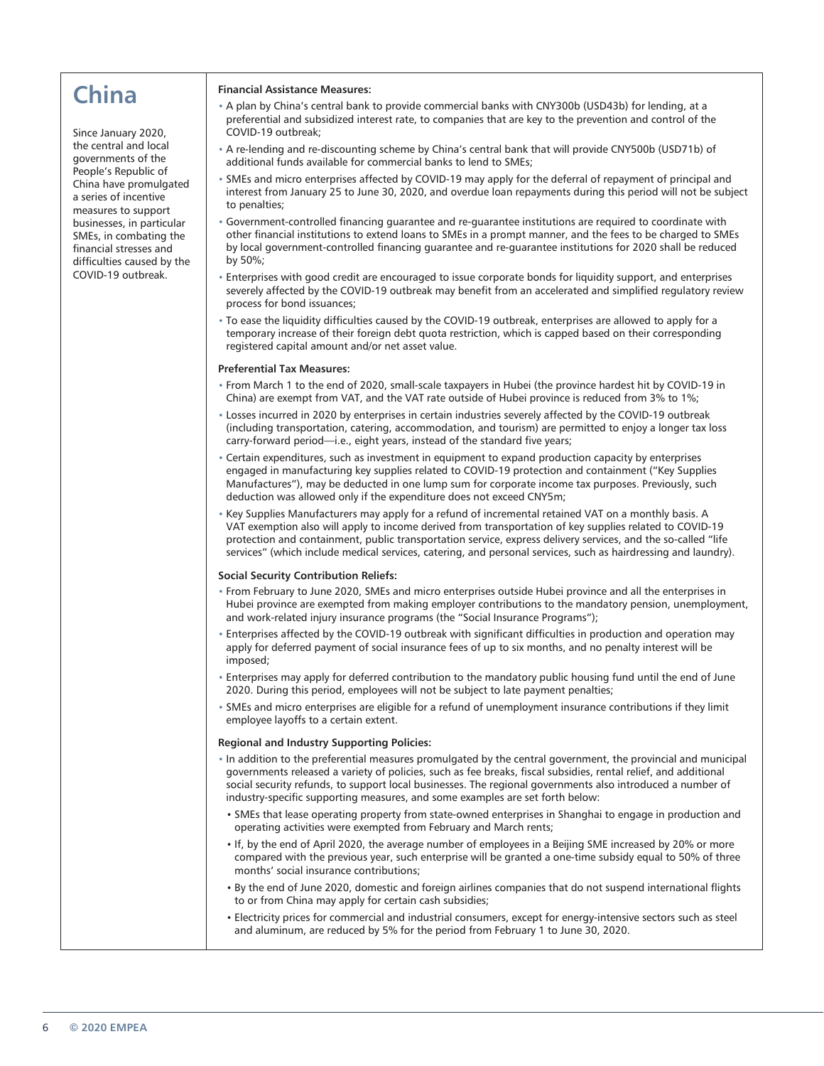# China

Since January 2020, the central and local governments of the People's Republic of China have promulgated a series of incentive measures to support businesses, in particular SMEs, in combating the financial stresses and difficulties caused by the COVID-19 outbreak.

**Financial Assistance Measures:**

- A plan by China's central bank to provide commercial banks with CNY300b (USD43b) for lending, at a preferential and subsidized interest rate, to companies that are key to the prevention and control of the COVID-19 outbreak;
- A re-lending and re-discounting scheme by China's central bank that will provide CNY500b (USD71b) of additional funds available for commercial banks to lend to SMEs;
- SMEs and micro enterprises affected by COVID-19 may apply for the deferral of repayment of principal and interest from January 25 to June 30, 2020, and overdue loan repayments during this period will not be subject to penalties;
- Government-controlled financing guarantee and re-guarantee institutions are required to coordinate with other financial institutions to extend loans to SMEs in a prompt manner, and the fees to be charged to SMEs by local government-controlled financing guarantee and re-guarantee institutions for 2020 shall be reduced by 50%;
- Enterprises with good credit are encouraged to issue corporate bonds for liquidity support, and enterprises severely affected by the COVID-19 outbreak may benefit from an accelerated and simplified regulatory review process for bond issuances;
- To ease the liquidity difficulties caused by the COVID-19 outbreak, enterprises are allowed to apply for a temporary increase of their foreign debt quota restriction, which is capped based on their corresponding registered capital amount and/or net asset value.

**Preferential Tax Measures:**

- From March 1 to the end of 2020, small-scale taxpayers in Hubei (the province hardest hit by COVID-19 in China) are exempt from VAT, and the VAT rate outside of Hubei province is reduced from 3% to 1%;
- Losses incurred in 2020 by enterprises in certain industries severely affected by the COVID-19 outbreak (including transportation, catering, accommodation, and tourism) are permitted to enjoy a longer tax loss carry-forward period—i.e., eight years, instead of the standard five years;
- Certain expenditures, such as investment in equipment to expand production capacity by enterprises engaged in manufacturing key supplies related to COVID-19 protection and containment ("Key Supplies Manufactures"), may be deducted in one lump sum for corporate income tax purposes. Previously, such deduction was allowed only if the expenditure does not exceed CNY5m;
- Key Supplies Manufacturers may apply for a refund of incremental retained VAT on a monthly basis. A VAT exemption also will apply to income derived from transportation of key supplies related to COVID-19 protection and containment, public transportation service, express delivery services, and the so-called "life services" (which include medical services, catering, and personal services, such as hairdressing and laundry).

**Social Security Contribution Reliefs:**

- From February to June 2020, SMEs and micro enterprises outside Hubei province and all the enterprises in Hubei province are exempted from making employer contributions to the mandatory pension, unemployment, and work-related injury insurance programs (the "Social Insurance Programs");
- Enterprises affected by the COVID-19 outbreak with significant difficulties in production and operation may apply for deferred payment of social insurance fees of up to six months, and no penalty interest will be imposed;
- Enterprises may apply for deferred contribution to the mandatory public housing fund until the end of June 2020. During this period, employees will not be subject to late payment penalties;
- SMEs and micro enterprises are eligible for a refund of unemployment insurance contributions if they limit employee layoffs to a certain extent.

**Regional and Industry Supporting Policies:**

- In addition to the preferential measures promulgated by the central government, the provincial and municipal governments released a variety of policies, such as fee breaks, fiscal subsidies, rental relief, and additional social security refunds, to support local businesses. The regional governments also introduced a number of industry-specific supporting measures, and some examples are set forth below:
  - SMEs that lease operating property from state-owned enterprises in Shanghai to engage in production and operating activities were exempted from February and March rents;
  - If, by the end of April 2020, the average number of employees in a Beijing SME increased by 20% or more compared with the previous year, such enterprise will be granted a one-time subsidy equal to 50% of three months' social insurance contributions;
  - By the end of June 2020, domestic and foreign airlines companies that do not suspend international flights to or from China may apply for certain cash subsidies;
  - Electricity prices for commercial and industrial consumers, except for energy-intensive sectors such as steel and aluminum, are reduced by 5% for the period from February 1 to June 30, 2020.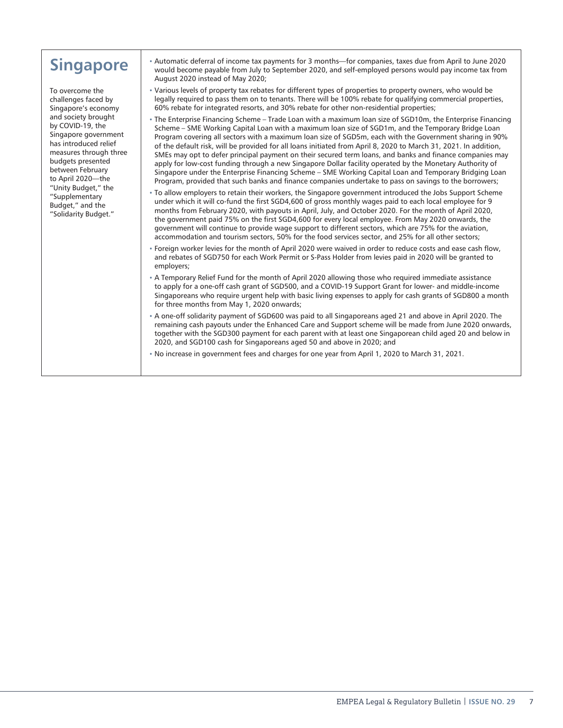## Singapore

To overcome the challenges faced by Singapore's economy and society brought by COVID-19, the Singapore government has introduced relief measures through three budgets presented between February to April 2020—the "Unity Budget," the "Supplementary Budget," and the "Solidarity Budget."

- Automatic deferral of income tax payments for 3 months—for companies, taxes due from April to June 2020 would become payable from July to September 2020, and self-employed persons would pay income tax from August 2020 instead of May 2020;
- Various levels of property tax rebates for different types of properties to property owners, who would be legally required to pass them on to tenants. There will be 100% rebate for qualifying commercial properties, 60% rebate for integrated resorts, and 30% rebate for other non-residential properties;
- The Enterprise Financing Scheme – Trade Loan with a maximum loan size of SGD10m, the Enterprise Financing Scheme – SME Working Capital Loan with a maximum loan size of SGD1m, and the Temporary Bridge Loan Program covering all sectors with a maximum loan size of SGD5m, each with the Government sharing in 90% of the default risk, will be provided for all loans initiated from April 8, 2020 to March 31, 2021. In addition, SMEs may opt to defer principal payment on their secured term loans, and banks and finance companies may apply for low-cost funding through a new Singapore Dollar facility operated by the Monetary Authority of Singapore under the Enterprise Financing Scheme – SME Working Capital Loan and Temporary Bridging Loan Program, provided that such banks and finance companies undertake to pass on savings to the borrowers;
- To allow employers to retain their workers, the Singapore government introduced the Jobs Support Scheme under which it will co-fund the first SGD4,600 of gross monthly wages paid to each local employee for 9 months from February 2020, with payouts in April, July, and October 2020. For the month of April 2020, the government paid 75% on the first SGD4,600 for every local employee. From May 2020 onwards, the government will continue to provide wage support to different sectors, which are 75% for the aviation, accommodation and tourism sectors, 50% for the food services sector, and 25% for all other sectors;
- Foreign worker levies for the month of April 2020 were waived in order to reduce costs and ease cash flow, and rebates of SGD750 for each Work Permit or S-Pass Holder from levies paid in 2020 will be granted to employers;
- A Temporary Relief Fund for the month of April 2020 allowing those who required immediate assistance to apply for a one-off cash grant of SGD500, and a COVID-19 Support Grant for lower- and middle-income Singaporeans who require urgent help with basic living expenses to apply for cash grants of SGD800 a month for three months from May 1, 2020 onwards;
- A one-off solidarity payment of SGD600 was paid to all Singaporeans aged 21 and above in April 2020. The remaining cash payouts under the Enhanced Care and Support scheme will be made from June 2020 onwards, together with the SGD300 payment for each parent with at least one Singaporean child aged 20 and below in 2020, and SGD100 cash for Singaporeans aged 50 and above in 2020; and
- No increase in government fees and charges for one year from April 1, 2020 to March 31, 2021.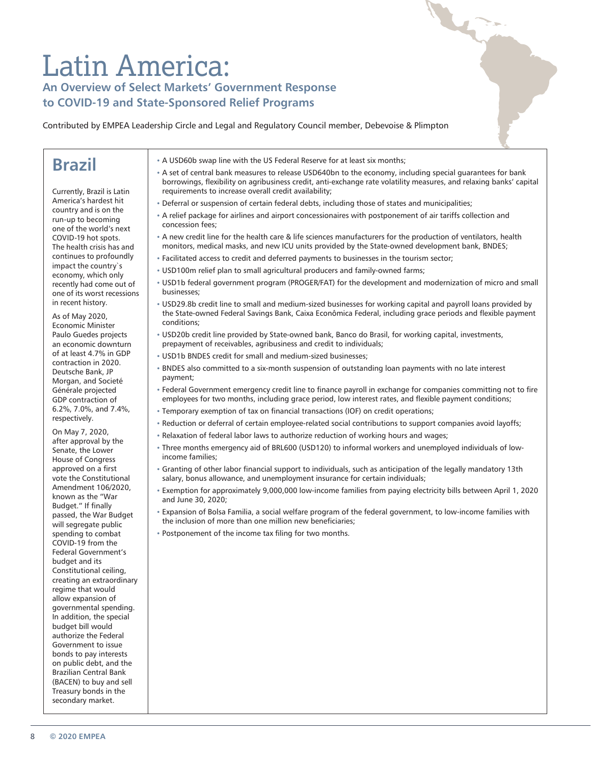# Latin America:

## An Overview of Select Markets' Government Response to COVID-19 and State-Sponsored Relief Programs

Contributed by EMPEA Leadership Circle and Legal and Regulatory Council member, Debevoise & Plimpton

## Brazil

Currently, Brazil is Latin America's hardest hit country and is on the run-up to becoming one of the world's next COVID-19 hot spots. The health crisis has and continues to profoundly impact the country`s economy, which only recently had come out of one of its worst recessions in recent history.

As of May 2020, Economic Minister Paulo Guedes projects an economic downturn of at least 4.7% in GDP contraction in 2020. Deutsche Bank, JP Morgan, and Societé Générale projected GDP contraction of 6.2%, 7.0%, and 7.4%, respectively.

On May 7, 2020, after approval by the Senate, the Lower House of Congress approved on a first vote the Constitutional Amendment 106/2020, known as the "War Budget." If finally passed, the War Budget will segregate public spending to combat COVID-19 from the Federal Government's budget and its Constitutional ceiling, creating an extraordinary regime that would allow expansion of governmental spending. In addition, the special budget bill would authorize the Federal Government to issue bonds to pay interests on public debt, and the Brazilian Central Bank (BACEN) to buy and sell Treasury bonds in the secondary market.

- A USD60b swap line with the US Federal Reserve for at least six months;
- A set of central bank measures to release USD640bn to the economy, including special guarantees for bank borrowings, flexibility on agribusiness credit, anti-exchange rate volatility measures, and relaxing banks' capital requirements to increase overall credit availability;
- Deferral or suspension of certain federal debts, including those of states and municipalities;
- A relief package for airlines and airport concessionaires with postponement of air tariffs collection and concession fees;
- A new credit line for the health care & life sciences manufacturers for the production of ventilators, health monitors, medical masks, and new ICU units provided by the State-owned development bank, BNDES;
- Facilitated access to credit and deferred payments to businesses in the tourism sector;
- USD100m relief plan to small agricultural producers and family-owned farms;
- USD1b federal government program (PROGER/FAT) for the development and modernization of micro and small businesses;
- USD29.8b credit line to small and medium-sized businesses for working capital and payroll loans provided by the State-owned Federal Savings Bank, Caixa Econômica Federal, including grace periods and flexible payment conditions;
- USD20b credit line provided by State-owned bank, Banco do Brasil, for working capital, investments, prepayment of receivables, agribusiness and credit to individuals;
- USD1b BNDES credit for small and medium-sized businesses;
- BNDES also committed to a six-month suspension of outstanding loan payments with no late interest payment;
- Federal Government emergency credit line to finance payroll in exchange for companies committing not to fire employees for two months, including grace period, low interest rates, and flexible payment conditions;
- Temporary exemption of tax on financial transactions (IOF) on credit operations;
- Reduction or deferral of certain employee-related social contributions to support companies avoid layoffs;
- Relaxation of federal labor laws to authorize reduction of working hours and wages;
- Three months emergency aid of BRL600 (USD120) to informal workers and unemployed individuals of low-income families;
- Granting of other labor financial support to individuals, such as anticipation of the legally mandatory 13th salary, bonus allowance, and unemployment insurance for certain individuals;
- Exemption for approximately 9,000,000 low-income families from paying electricity bills between April 1, 2020 and June 30, 2020;
- Expansion of Bolsa Familia, a social welfare program of the federal government, to low-income families with the inclusion of more than one million new beneficiaries;
- Postponement of the income tax filing for two months.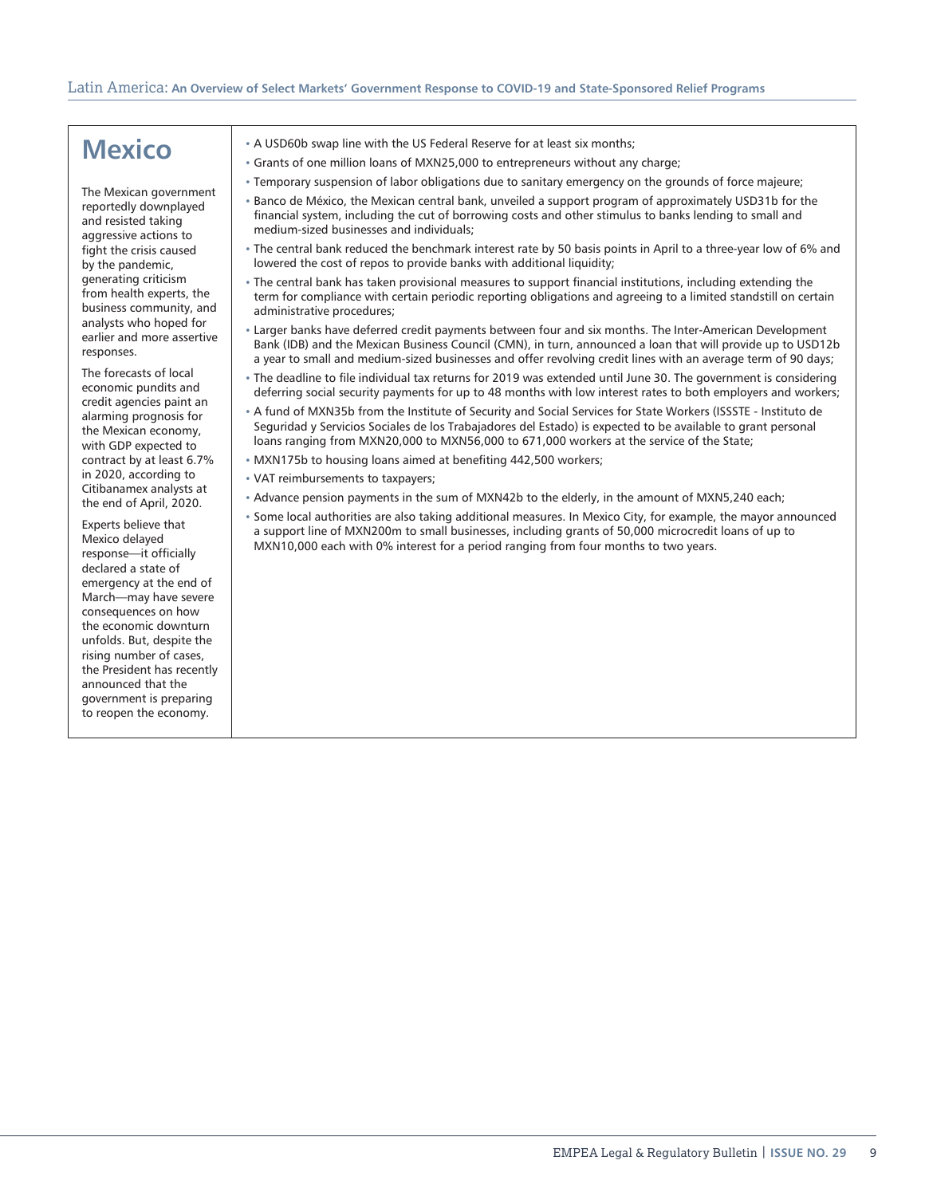# Mexico

The Mexican government reportedly downplayed and resisted taking aggressive actions to fight the crisis caused by the pandemic, generating criticism from health experts, the business community, and analysts who hoped for earlier and more assertive responses.

The forecasts of local economic pundits and credit agencies paint an alarming prognosis for the Mexican economy, with GDP expected to contract by at least 6.7% in 2020, according to Citibanamex analysts at the end of April, 2020.

Experts believe that Mexico delayed response—it officially declared a state of emergency at the end of March—may have severe consequences on how the economic downturn unfolds. But, despite the rising number of cases, the President has recently announced that the government is preparing to reopen the economy.

- A USD60b swap line with the US Federal Reserve for at least six months;
- Grants of one million loans of MXN25,000 to entrepreneurs without any charge;
- Temporary suspension of labor obligations due to sanitary emergency on the grounds of force majeure;
- Banco de México, the Mexican central bank, unveiled a support program of approximately USD31b for the financial system, including the cut of borrowing costs and other stimulus to banks lending to small and medium-sized businesses and individuals;
- The central bank reduced the benchmark interest rate by 50 basis points in April to a three-year low of 6% and lowered the cost of repos to provide banks with additional liquidity;
- The central bank has taken provisional measures to support financial institutions, including extending the term for compliance with certain periodic reporting obligations and agreeing to a limited standstill on certain administrative procedures;
- Larger banks have deferred credit payments between four and six months. The Inter-American Development Bank (IDB) and the Mexican Business Council (CMN), in turn, announced a loan that will provide up to USD12b a year to small and medium-sized businesses and offer revolving credit lines with an average term of 90 days;
- The deadline to file individual tax returns for 2019 was extended until June 30. The government is considering deferring social security payments for up to 48 months with low interest rates to both employers and workers;
- A fund of MXN35b from the Institute of Security and Social Services for State Workers (ISSSTE - Instituto de Seguridad y Servicios Sociales de los Trabajadores del Estado) is expected to be available to grant personal loans ranging from MXN20,000 to MXN56,000 to 671,000 workers at the service of the State;
- MXN175b to housing loans aimed at benefiting 442,500 workers;
- VAT reimbursements to taxpayers;
- Advance pension payments in the sum of MXN42b to the elderly, in the amount of MXN5,240 each;
- Some local authorities are also taking additional measures. In Mexico City, for example, the mayor announced a support line of MXN200m to small businesses, including grants of 50,000 microcredit loans of up to MXN10,000 each with 0% interest for a period ranging from four months to two years.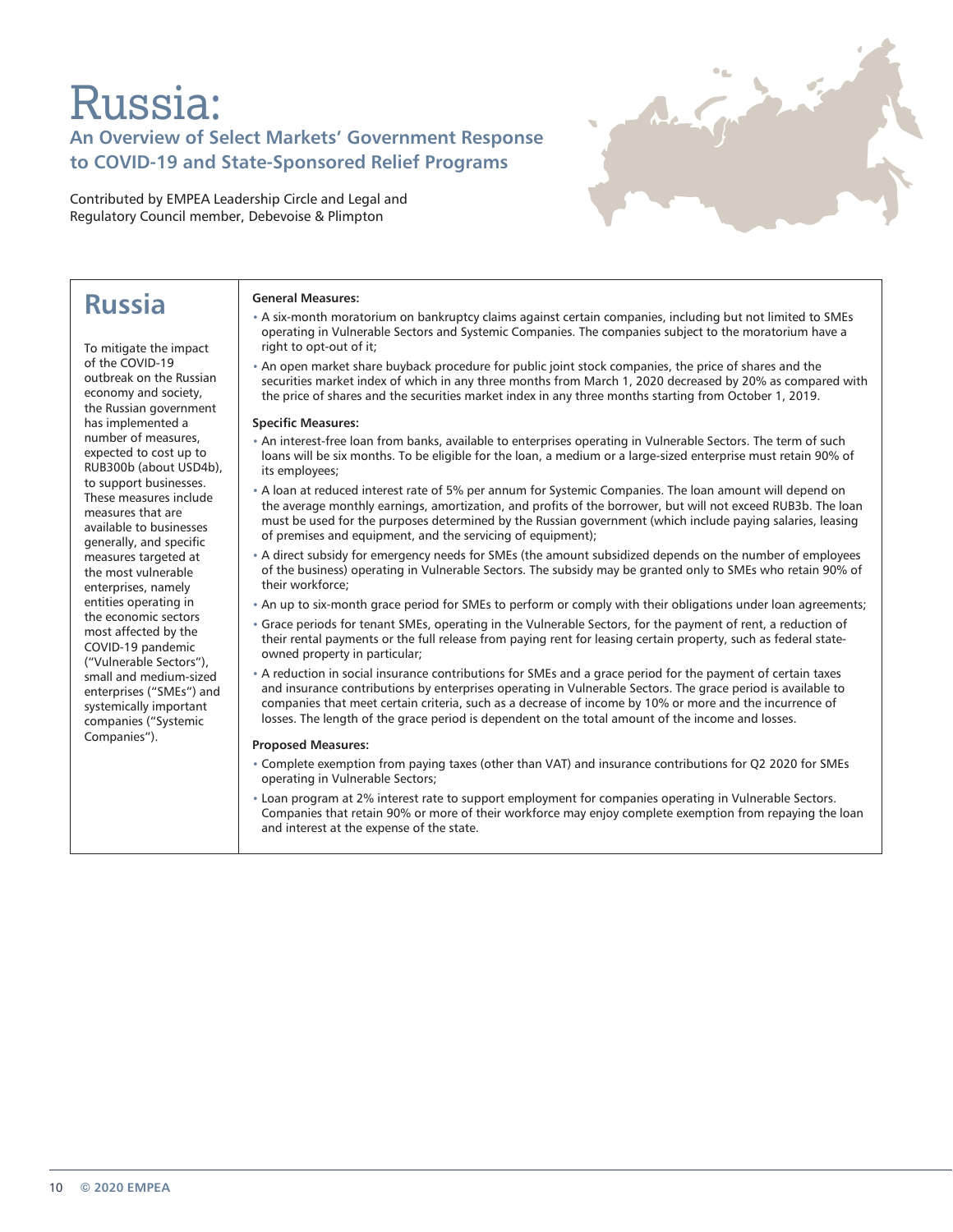# Russia:

## An Overview of Select Markets' Government Response to COVID-19 and State-Sponsored Relief Programs

Contributed by EMPEA Leadership Circle and Legal and Regulatory Council member, Debevoise & Plimpton

## Russia

To mitigate the impact of the COVID-19 outbreak on the Russian economy and society, the Russian government has implemented a number of measures, expected to cost up to RUB300b (about USD4b), to support businesses. These measures include measures that are available to businesses generally, and specific measures targeted at the most vulnerable enterprises, namely entities operating in the economic sectors most affected by the COVID-19 pandemic ("Vulnerable Sectors"), small and medium-sized enterprises ("SMEs") and systemically important companies ("Systemic Companies").

**General Measures:**

- A six-month moratorium on bankruptcy claims against certain companies, including but not limited to SMEs operating in Vulnerable Sectors and Systemic Companies. The companies subject to the moratorium have a right to opt-out of it;
- An open market share buyback procedure for public joint stock companies, the price of shares and the securities market index of which in any three months from March 1, 2020 decreased by 20% as compared with the price of shares and the securities market index in any three months starting from October 1, 2019.

**Specific Measures:**

- An interest-free loan from banks, available to enterprises operating in Vulnerable Sectors. The term of such loans will be six months. To be eligible for the loan, a medium or a large-sized enterprise must retain 90% of its employees;
- A loan at reduced interest rate of 5% per annum for Systemic Companies. The loan amount will depend on the average monthly earnings, amortization, and profits of the borrower, but will not exceed RUB3b. The loan must be used for the purposes determined by the Russian government (which include paying salaries, leasing of premises and equipment, and the servicing of equipment);
- A direct subsidy for emergency needs for SMEs (the amount subsidized depends on the number of employees of the business) operating in Vulnerable Sectors. The subsidy may be granted only to SMEs who retain 90% of their workforce;
- An up to six-month grace period for SMEs to perform or comply with their obligations under loan agreements;
- Grace periods for tenant SMEs, operating in the Vulnerable Sectors, for the payment of rent, a reduction of their rental payments or the full release from paying rent for leasing certain property, such as federal state-owned property in particular;
- A reduction in social insurance contributions for SMEs and a grace period for the payment of certain taxes and insurance contributions by enterprises operating in Vulnerable Sectors. The grace period is available to companies that meet certain criteria, such as a decrease of income by 10% or more and the incurrence of losses. The length of the grace period is dependent on the total amount of the income and losses.

**Proposed Measures:**

- Complete exemption from paying taxes (other than VAT) and insurance contributions for Q2 2020 for SMEs operating in Vulnerable Sectors;
- Loan program at 2% interest rate to support employment for companies operating in Vulnerable Sectors. Companies that retain 90% or more of their workforce may enjoy complete exemption from repaying the loan and interest at the expense of the state.